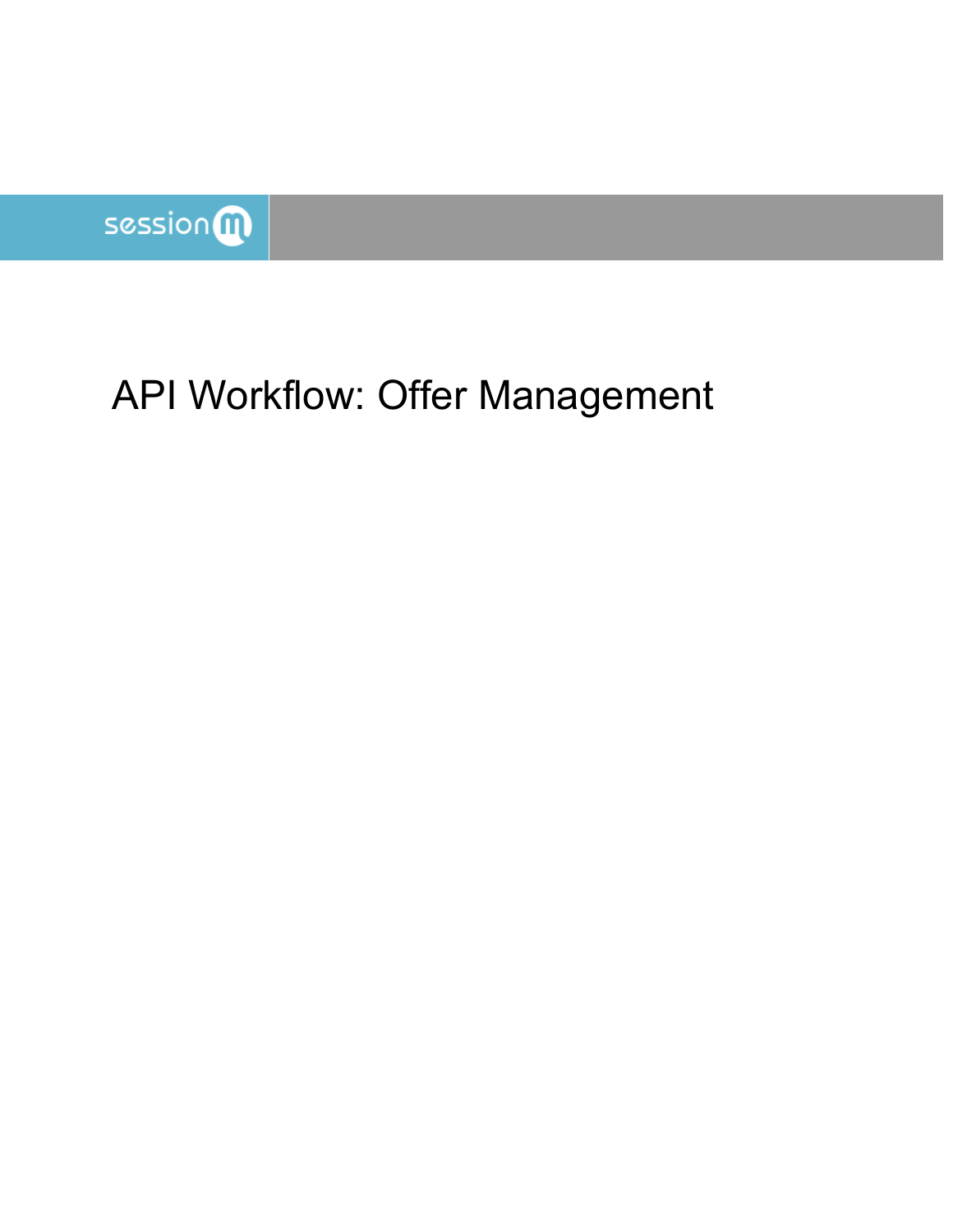sessionm

# API Workflow: Offer Management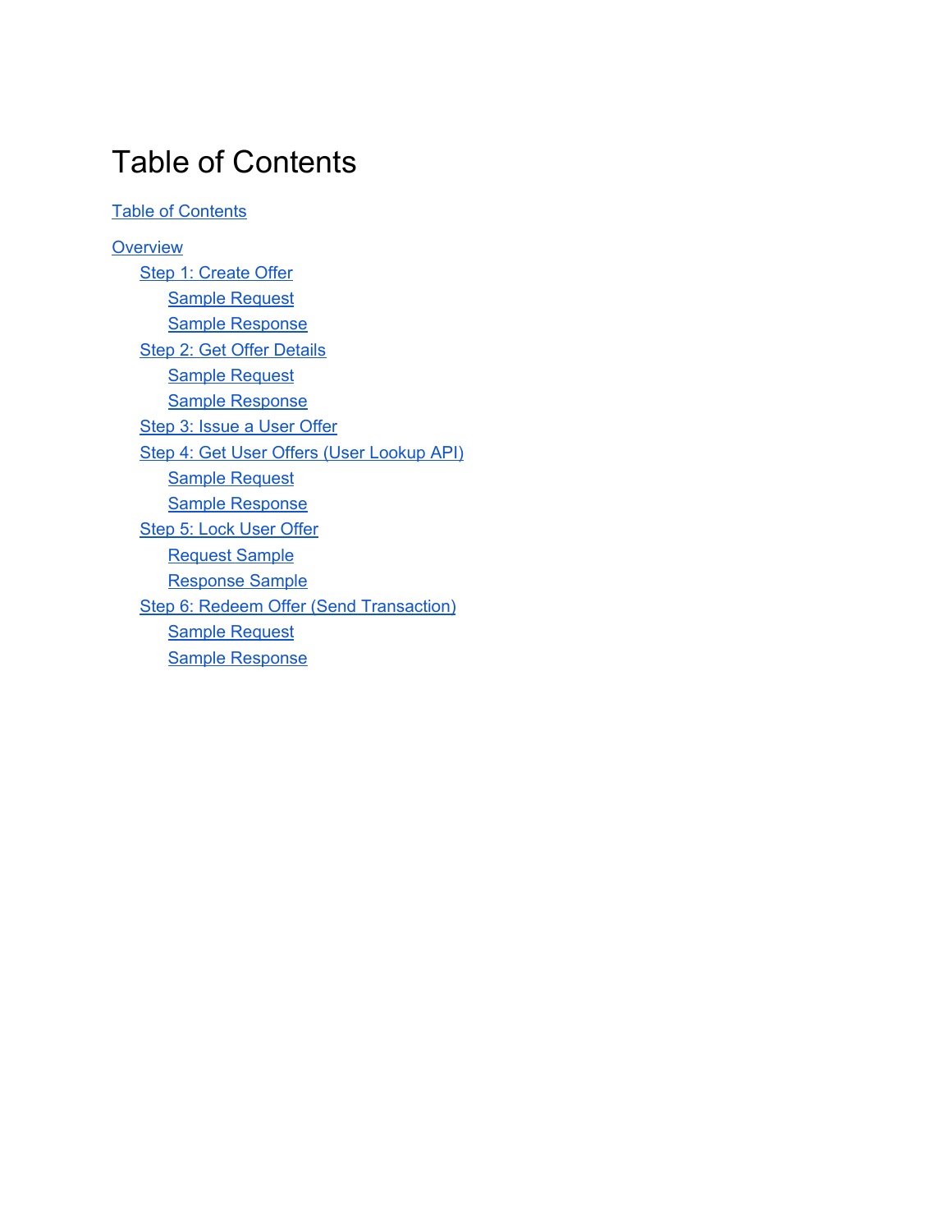# Table of Contents

[Table of Contents](#table-of-contents)

[Overview](#overview)

- [Step 1: Create Offer](#step-1-create-offer)
  - [Sample Request](#sample-request)
  - [Sample Response](#sample-response)
- [Step 2: Get Offer Details](#step-2-get-offer-details)
  - [Sample Request](#sample-request)
  - [Sample Response](#sample-response)
- [Step 3: Issue a User Offer](#step-3-issue-a-user-offer)
- [Step 4: Get User Offers (User Lookup API)](#step-4-get-user-offers-user-lookup-api)
  - [Sample Request](#sample-request)
  - [Sample Response](#sample-response)
- [Step 5: Lock User Offer](#step-5-lock-user-offer)
  - [Request Sample](#request-sample)
  - [Response Sample](#response-sample)
- [Step 6: Redeem Offer (Send Transaction)](#step-6-redeem-offer-send-transaction)
  - [Sample Request](#sample-request)
  - [Sample Response](#sample-response)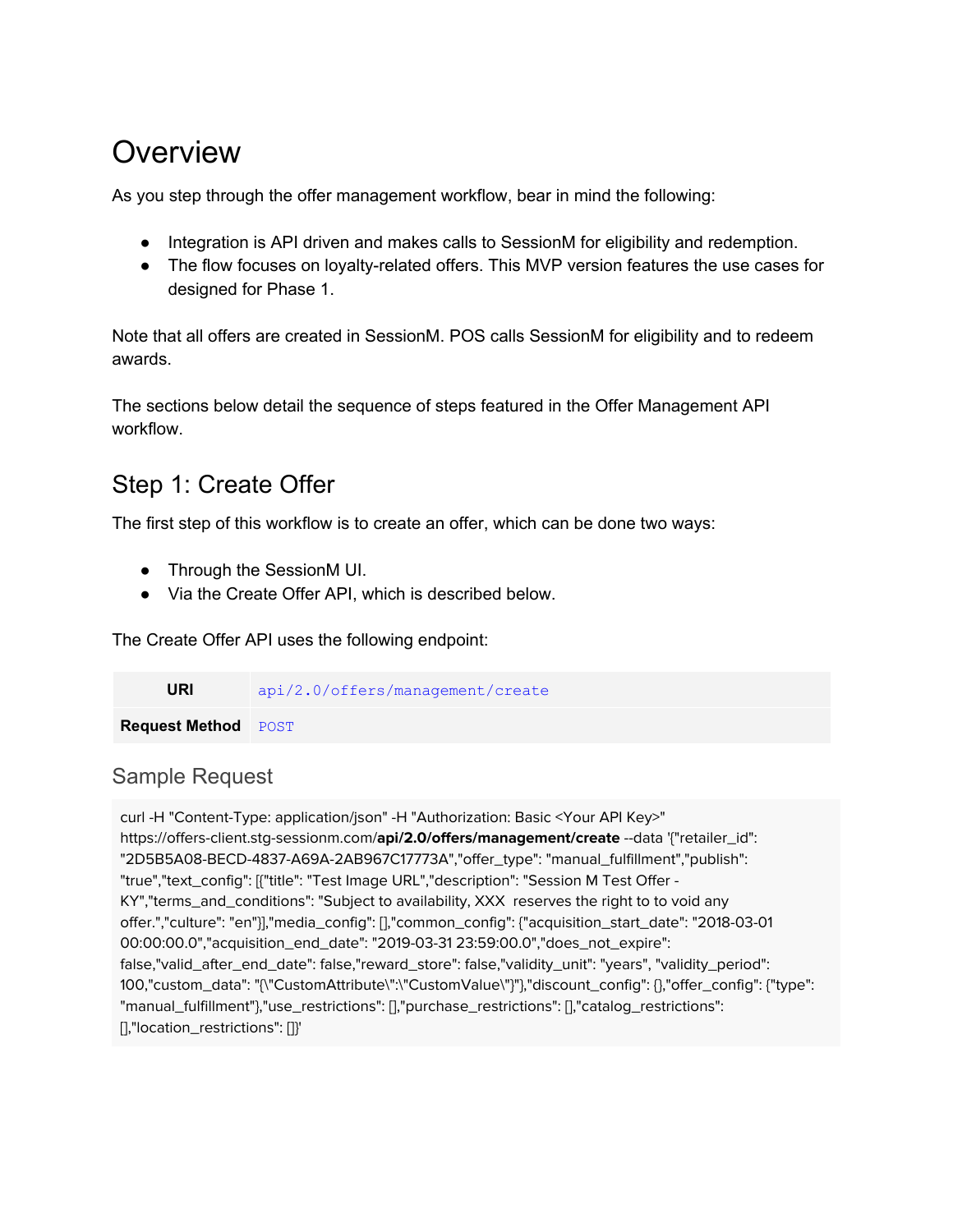# Overview

As you step through the offer management workflow, bear in mind the following:

- Integration is API driven and makes calls to SessionM for eligibility and redemption.
- The flow focuses on loyalty-related offers. This MVP version features the use cases for designed for Phase 1.

Note that all offers are created in SessionM. POS calls SessionM for eligibility and to redeem awards.

The sections below detail the sequence of steps featured in the Offer Management API workflow.

## Step 1: Create Offer

The first step of this workflow is to create an offer, which can be done two ways:

- Through the SessionM UI.
- Via the Create Offer API, which is described below.

The Create Offer API uses the following endpoint:

| | |
|---|---|
| **URI** | `api/2.0/offers/management/create` |
| **Request Method** | `POST` |

### Sample Request

```
curl -H "Content-Type: application/json" -H "Authorization: Basic <Your API Key>" https://offers-client.stg-sessionm.com/api/2.0/offers/management/create --data '{"retailer_id": "2D5B5A08-BECD-4837-A69A-2AB967C17773A","offer_type": "manual_fulfillment","publish": "true","text_config": [{"title": "Test Image URL","description": "Session M Test Offer - KY","terms_and_conditions": "Subject to availability, XXX  reserves the right to to void any offer.","culture": "en"}],"media_config": [],"common_config": {"acquisition_start_date": "2018-03-01 00:00:00.0","acquisition_end_date": "2019-03-31 23:59:00.0","does_not_expire": false,"valid_after_end_date": false,"reward_store": false,"validity_unit": "years", "validity_period": 100,"custom_data": "{\"CustomAttribute\":\"CustomValue\"}"},"discount_config": {},"offer_config": {"type": "manual_fulfillment"},"use_restrictions": [],"purchase_restrictions": [],"catalog_restrictions": [],"location_restrictions": []}'
```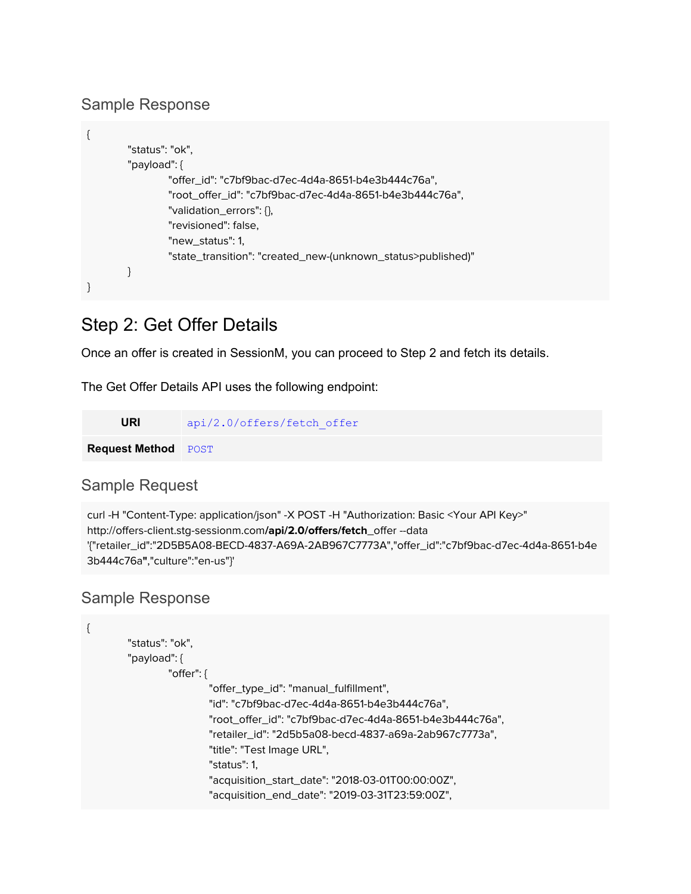### Sample Response

```
{
        "status": "ok",
        "payload": {
                "offer_id": "c7bf9bac-d7ec-4d4a-8651-b4e3b444c76a",
                "root_offer_id": "c7bf9bac-d7ec-4d4a-8651-b4e3b444c76a",
                "validation_errors": {},
                "revisioned": false,
                "new_status": 1,
                "state_transition": "created_new-(unknown_status>published)"
        }
}
```

## Step 2: Get Offer Details

Once an offer is created in SessionM, you can proceed to Step 2 and fetch its details.

The Get Offer Details API uses the following endpoint:

| | |
|---|---|
| **URI** | `api/2.0/offers/fetch_offer` |
| **Request Method** | `POST` |

### Sample Request

```
curl -H "Content-Type: application/json" -X POST -H "Authorization: Basic <Your API Key>"
http://offers-client.stg-sessionm.com/api/2.0/offers/fetch_offer --data
'{"retailer_id":"2D5B5A08-BECD-4837-A69A-2AB967C7773A","offer_id":"c7bf9bac-d7ec-4d4a-8651-b4e3b444c76a","culture":"en-us"}'
```

### Sample Response

```
{
        "status": "ok",
        "payload": {
                "offer": {
                        "offer_type_id": "manual_fulfillment",
                        "id": "c7bf9bac-d7ec-4d4a-8651-b4e3b444c76a",
                        "root_offer_id": "c7bf9bac-d7ec-4d4a-8651-b4e3b444c76a",
                        "retailer_id": "2d5b5a08-becd-4837-a69a-2ab967c7773a",
                        "title": "Test Image URL",
                        "status": 1,
                        "acquisition_start_date": "2018-03-01T00:00:00Z",
                        "acquisition_end_date": "2019-03-31T23:59:00Z",
```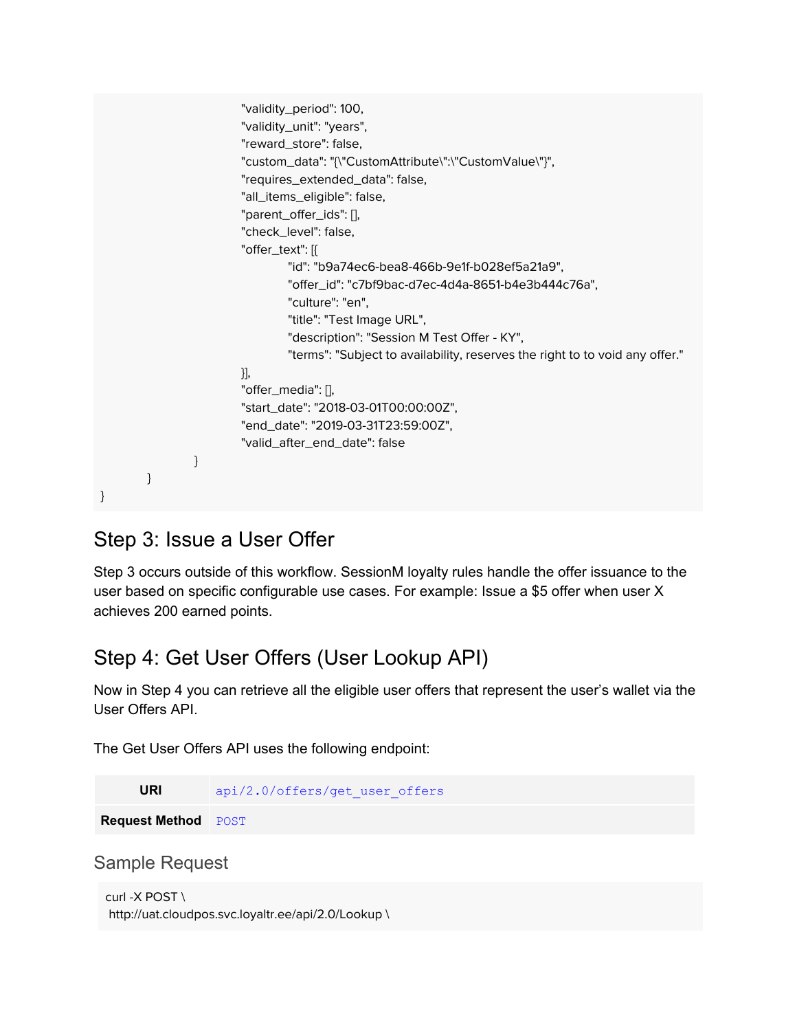```
                    "validity_period": 100,
                    "validity_unit": "years",
                    "reward_store": false,
                    "custom_data": "{\"CustomAttribute\":\"CustomValue\"}",
                    "requires_extended_data": false,
                    "all_items_eligible": false,
                    "parent_offer_ids": [],
                    "check_level": false,
                    "offer_text": [{
                         "id": "b9a74ec6-bea8-466b-9e1f-b028ef5a21a9",
                         "offer_id": "c7bf9bac-d7ec-4d4a-8651-b4e3b444c76a",
                         "culture": "en",
                         "title": "Test Image URL",
                         "description": "Session M Test Offer - KY",
                         "terms": "Subject to availability, reserves the right to to void any offer."
                    }],
                    "offer_media": [],
                    "start_date": "2018-03-01T00:00:00Z",
                    "end_date": "2019-03-31T23:59:00Z",
                    "valid_after_end_date": false
               }
          }
}
```

## Step 3: Issue a User Offer

Step 3 occurs outside of this workflow. SessionM loyalty rules handle the offer issuance to the user based on specific configurable use cases. For example: Issue a $5 offer when user X achieves 200 earned points.

## Step 4: Get User Offers (User Lookup API)

Now in Step 4 you can retrieve all the eligible user offers that represent the user's wallet via the User Offers API.

The Get User Offers API uses the following endpoint:

| **URI** | `api/2.0/offers/get_user_offers` |
|---|---|
| **Request Method** | `POST` |

### Sample Request

```
curl -X POST \
 http://uat.cloudpos.svc.loyaltr.ee/api/2.0/Lookup \
```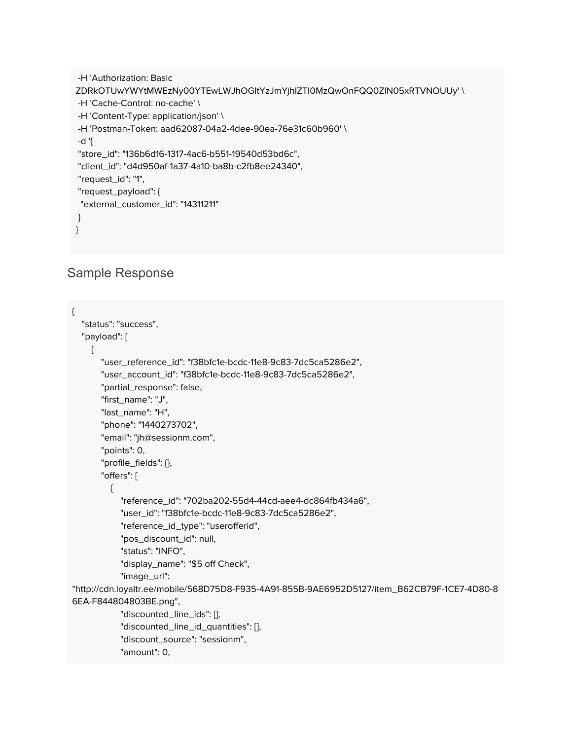```
 -H 'Authorization: Basic
ZDRkOTUwYWYtMWEzNy00YTEwLWJhOGItYzJmYjhlZTI0MzQwOnFQQ0ZlN05xRTVNOUUy' \
 -H 'Cache-Control: no-cache' \
 -H 'Content-Type: application/json' \
 -H 'Postman-Token: aad62087-04a2-4dee-90ea-76e31c60b960' \
 -d '{
 "store_id": "136b6d16-1317-4ac6-b551-19540d53bd6c",
 "client_id": "d4d950af-1a37-4a10-ba8b-c2fb8ee24340",
 "request_id": "1",
 "request_payload": {
  "external_customer_id": "14311211"
 }
}
```

## Sample Response

```
{
   "status": "success",
   "payload": [
      {
         "user_reference_id": "f38bfc1e-bcdc-11e8-9c83-7dc5ca5286e2",
         "user_account_id": "f38bfc1e-bcdc-11e8-9c83-7dc5ca5286e2",
         "partial_response": false,
         "first_name": "J",
         "last_name": "H",
         "phone": "1440273702",
         "email": "jh@sessionm.com",
         "points": 0,
         "profile_fields": {},
         "offers": [
            {
               "reference_id": "702ba202-55d4-44cd-aee4-dc864fb434a6",
               "user_id": "f38bfc1e-bcdc-11e8-9c83-7dc5ca5286e2",
               "reference_id_type": "userofferid",
               "pos_discount_id": null,
               "status": "INFO",
               "display_name": "$5 off Check",
               "image_url":
"http://cdn.loyaltr.ee/mobile/568D75D8-F935-4A91-855B-9AE6952D5127/item_B62CB79F-1CE7-4D80-86EA-F844804803BE.png",
               "discounted_line_ids": [],
               "discounted_line_id_quantities": [],
               "discount_source": "sessionm",
               "amount": 0,
```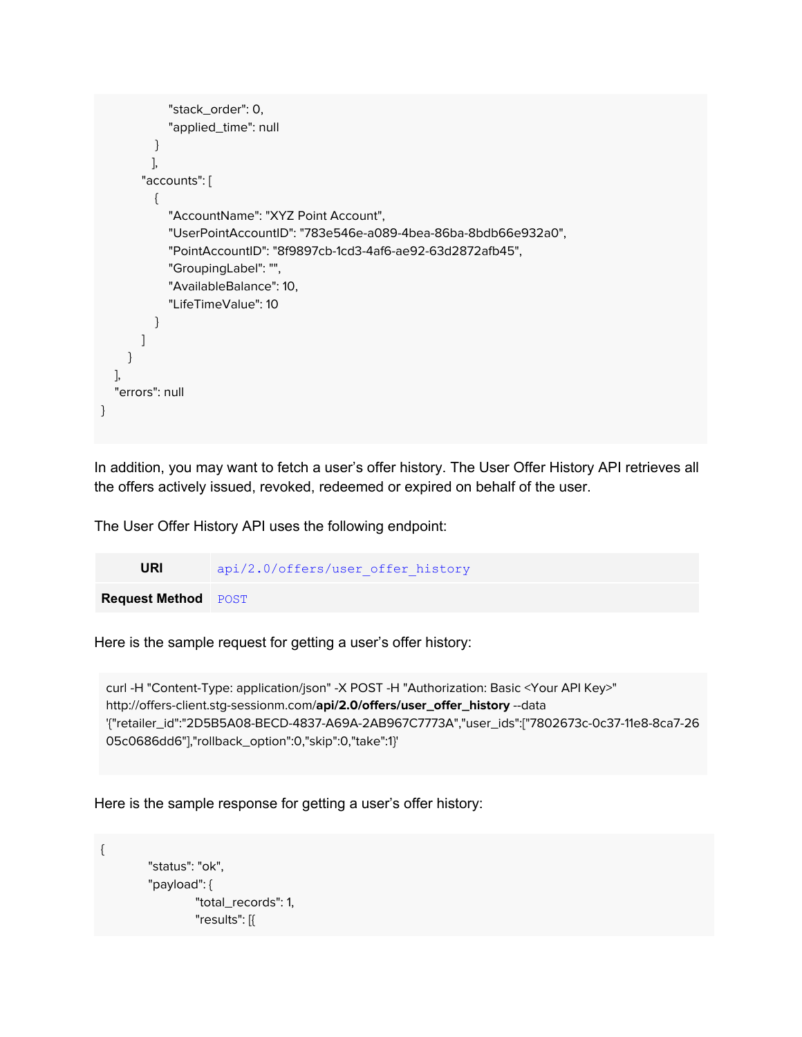```
                "stack_order": 0,
                "applied_time": null
            }
          ],
        "accounts": [
          {
              "AccountName": "XYZ Point Account",
              "UserPointAccountID": "783e546e-a089-4bea-86ba-8bdb66e932a0",
              "PointAccountID": "8f9897cb-1cd3-4af6-ae92-63d2872afb45",
              "GroupingLabel": "",
              "AvailableBalance": 10,
              "LifeTimeValue": 10
          }
        ]
      }
   ],
   "errors": null
}
```

In addition, you may want to fetch a user's offer history. The User Offer History API retrieves all the offers actively issued, revoked, redeemed or expired on behalf of the user.

The User Offer History API uses the following endpoint:

| URI | `api/2.0/offers/user_offer_history` |
|---|---|
| **Request Method** | `POST` |

Here is the sample request for getting a user's offer history:

```
curl -H "Content-Type: application/json" -X POST -H "Authorization: Basic <Your API Key>"
http://offers-client.stg-sessionm.com/api/2.0/offers/user_offer_history --data
'{"retailer_id":"2D5B5A08-BECD-4837-A69A-2AB967C7773A","user_ids":["7802673c-0c37-11e8-8ca7-2605c0686dd6"],"rollback_option":0,"skip":0,"take":1}'
```

Here is the sample response for getting a user's offer history:

```
{
        "status": "ok",
        "payload": {
                "total_records": 1,
                "results": [{
```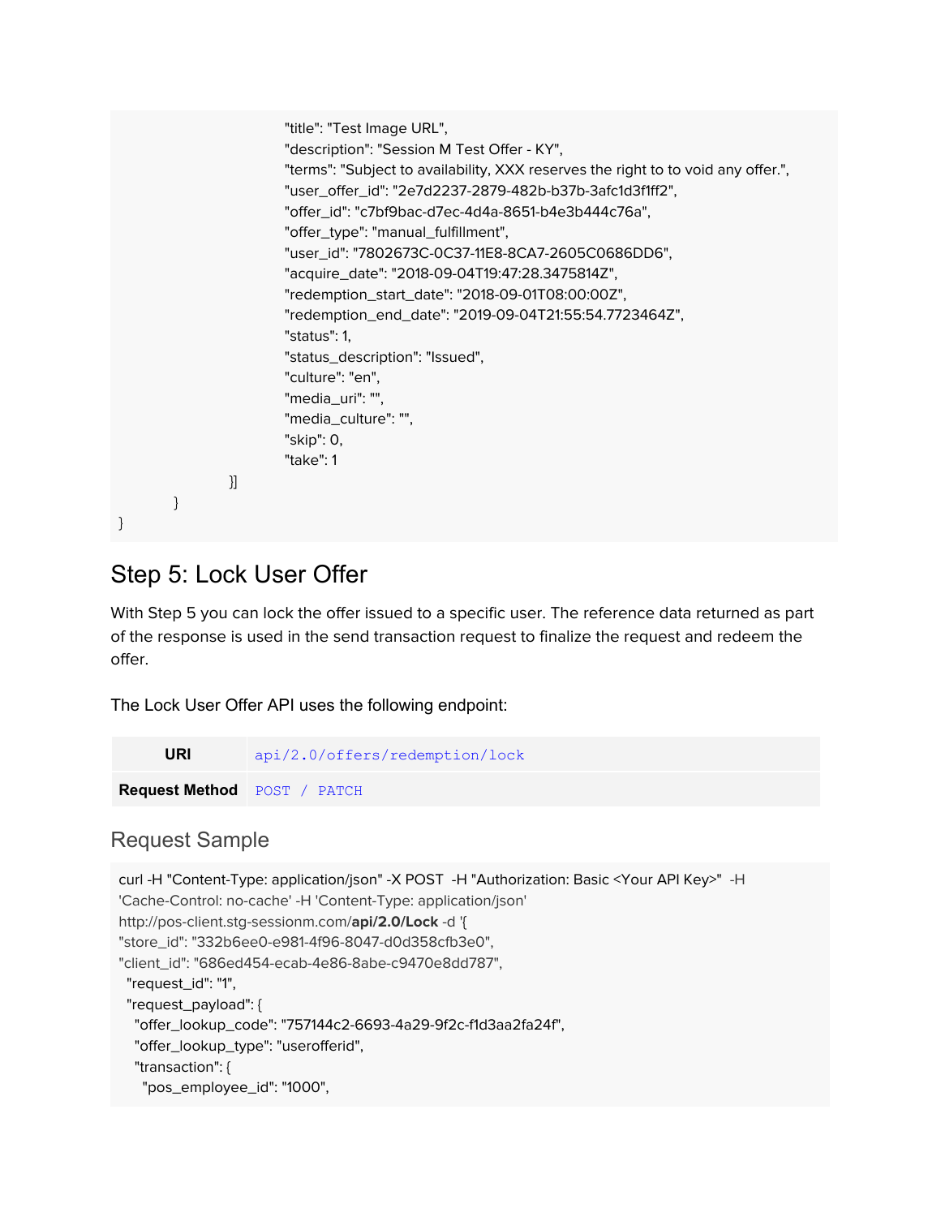```
                    "title": "Test Image URL",
                    "description": "Session M Test Offer - KY",
                    "terms": "Subject to availability, XXX reserves the right to to void any offer.",
                    "user_offer_id": "2e7d2237-2879-482b-b37b-3afc1d3f1ff2",
                    "offer_id": "c7bf9bac-d7ec-4d4a-8651-b4e3b444c76a",
                    "offer_type": "manual_fulfillment",
                    "user_id": "7802673C-0C37-11E8-8CA7-2605C0686DD6",
                    "acquire_date": "2018-09-04T19:47:28.3475814Z",
                    "redemption_start_date": "2018-09-01T08:00:00Z",
                    "redemption_end_date": "2019-09-04T21:55:54.7723464Z",
                    "status": 1,
                    "status_description": "Issued",
                    "culture": "en",
                    "media_uri": "",
                    "media_culture": "",
                    "skip": 0,
                    "take": 1
            }]
        }
}
```

## Step 5: Lock User Offer

With Step 5 you can lock the offer issued to a specific user. The reference data returned as part of the response is used in the send transaction request to finalize the request and redeem the offer.

The Lock User Offer API uses the following endpoint:

| | |
|---|---|
| **URI** | `api/2.0/offers/redemption/lock` |
| **Request Method** | `POST / PATCH` |

### Request Sample

```
curl -H "Content-Type: application/json" -X POST  -H "Authorization: Basic <Your API Key>"  -H
'Cache-Control: no-cache' -H 'Content-Type: application/json'
http://pos-client.stg-sessionm.com/api/2.0/Lock -d '{
"store_id": "332b6ee0-e981-4f96-8047-d0d358cfb3e0",
"client_id": "686ed454-ecab-4e86-8abe-c9470e8dd787",
  "request_id": "1",
  "request_payload": {
    "offer_lookup_code": "757144c2-6693-4a29-9f2c-f1d3aa2fa24f",
    "offer_lookup_type": "userofferid",
    "transaction": {
      "pos_employee_id": "1000",
```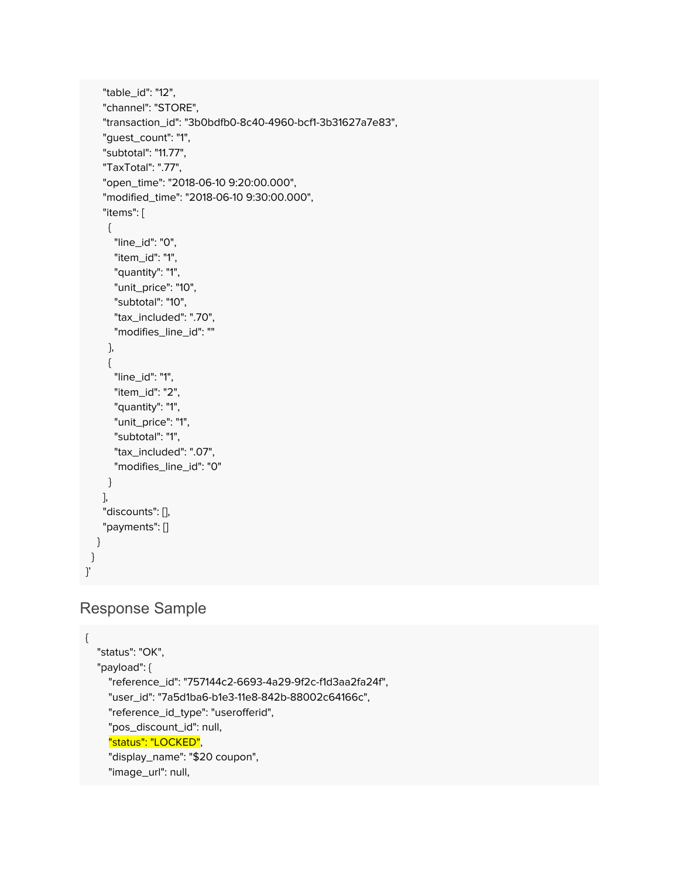```
      "table_id": "12",
      "channel": "STORE",
      "transaction_id": "3b0bdfb0-8c40-4960-bcf1-3b31627a7e83",
      "guest_count": "1",
      "subtotal": "11.77",
      "TaxTotal": ".77",
      "open_time": "2018-06-10 9:20:00.000",
      "modified_time": "2018-06-10 9:30:00.000",
      "items": [
        {
          "line_id": "0",
          "item_id": "1",
          "quantity": "1",
          "unit_price": "10",
          "subtotal": "10",
          "tax_included": ".70",
          "modifies_line_id": ""
        },
        {
          "line_id": "1",
          "item_id": "2",
          "quantity": "1",
          "unit_price": "1",
          "subtotal": "1",
          "tax_included": ".07",
          "modifies_line_id": "0"
        }
      ],
      "discounts": [],
      "payments": []
    }
  }
]'
```

## Response Sample

```
{
    "status": "OK",
    "payload": {
        "reference_id": "757144c2-6693-4a29-9f2c-f1d3aa2fa24f",
        "user_id": "7a5d1ba6-b1e3-11e8-842b-88002c64166c",
        "reference_id_type": "userofferid",
        "pos_discount_id": null,
        "status": "LOCKED",
        "display_name": "$20 coupon",
        "image_url": null,
```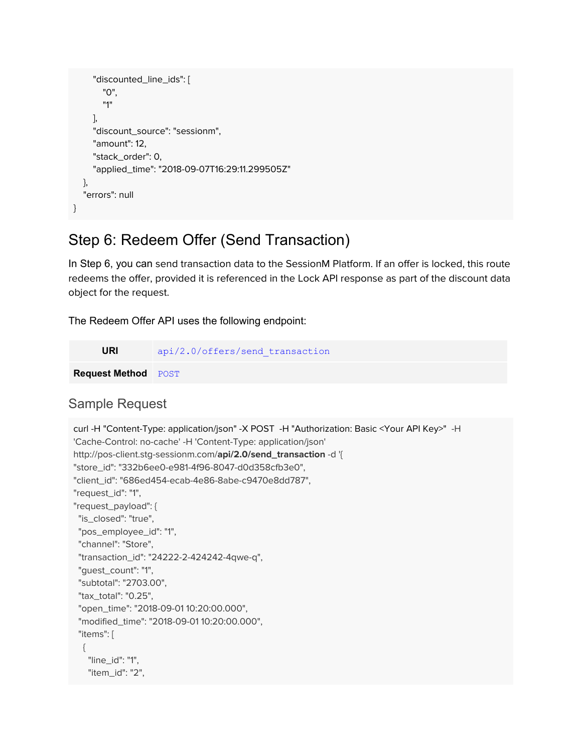```
        "discounted_line_ids": [
          "0",
          "1"
        ],
        "discount_source": "sessionm",
        "amount": 12,
        "stack_order": 0,
        "applied_time": "2018-09-07T16:29:11.299505Z"
    },
    "errors": null
}
```

## Step 6: Redeem Offer (Send Transaction)

In Step 6, you can send transaction data to the SessionM Platform. If an offer is locked, this route redeems the offer, provided it is referenced in the Lock API response as part of the discount data object for the request.

The Redeem Offer API uses the following endpoint:

| URI | `api/2.0/offers/send_transaction` |
|---|---|
| **Request Method** | `POST` |

### Sample Request

```
curl -H "Content-Type: application/json" -X POST  -H "Authorization: Basic <Your API Key>"  -H
'Cache-Control: no-cache' -H 'Content-Type: application/json'
http://pos-client.stg-sessionm.com/api/2.0/send_transaction -d '{
"store_id": "332b6ee0-e981-4f96-8047-d0d358cfb3e0",
"client_id": "686ed454-ecab-4e86-8abe-c9470e8dd787",
"request_id": "1",
"request_payload": {
  "is_closed": "true",
  "pos_employee_id": "1",
  "channel": "Store",
  "transaction_id": "24222-2-424242-4qwe-q",
  "guest_count": "1",
  "subtotal": "2703.00",
  "tax_total": "0.25",
  "open_time": "2018-09-01 10:20:00.000",
  "modified_time": "2018-09-01 10:20:00.000",
  "items": [
   {
    "line_id": "1",
    "item_id": "2",
```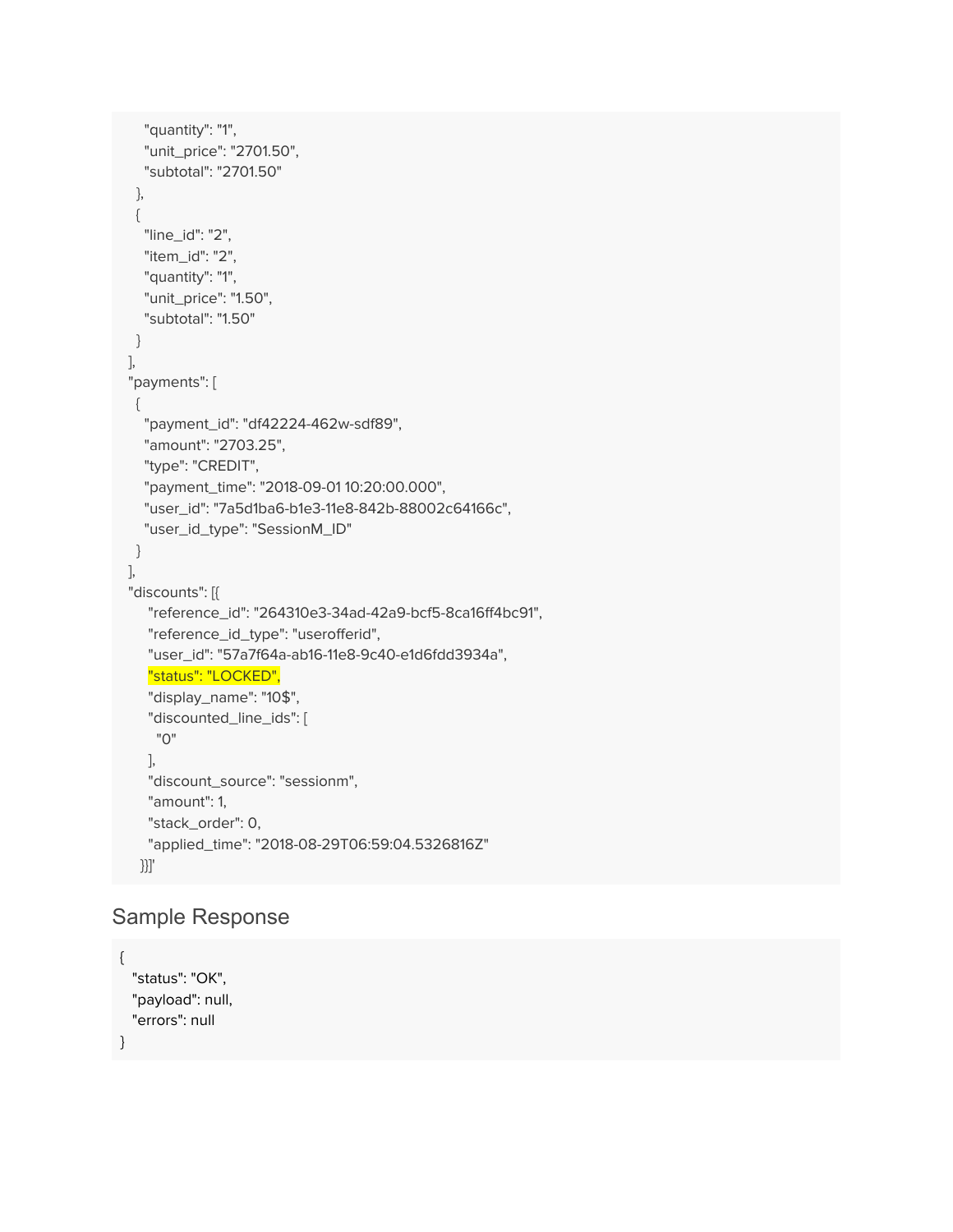```
      "quantity": "1",
      "unit_price": "2701.50",
      "subtotal": "2701.50"
    },
    {
      "line_id": "2",
      "item_id": "2",
      "quantity": "1",
      "unit_price": "1.50",
      "subtotal": "1.50"
    }
  ],
  "payments": [
    {
      "payment_id": "df42224-462w-sdf89",
      "amount": "2703.25",
      "type": "CREDIT",
      "payment_time": "2018-09-01 10:20:00.000",
      "user_id": "7a5d1ba6-b1e3-11e8-842b-88002c64166c",
      "user_id_type": "SessionM_ID"
    }
  ],
  "discounts": [{
       "reference_id": "264310e3-34ad-42a9-bcf5-8ca16ff4bc91",
       "reference_id_type": "userofferid",
       "user_id": "57a7f64a-ab16-11e8-9c40-e1d6fdd3934a",
       "status": "LOCKED",
       "display_name": "10$",
       "discounted_line_ids": [
         "0"
       ],
       "discount_source": "sessionm",
       "amount": 1,
       "stack_order": 0,
       "applied_time": "2018-08-29T06:59:04.5326816Z"
     }}]'
```

## Sample Response

```
{
   "status": "OK",
   "payload": null,
   "errors": null
}
```